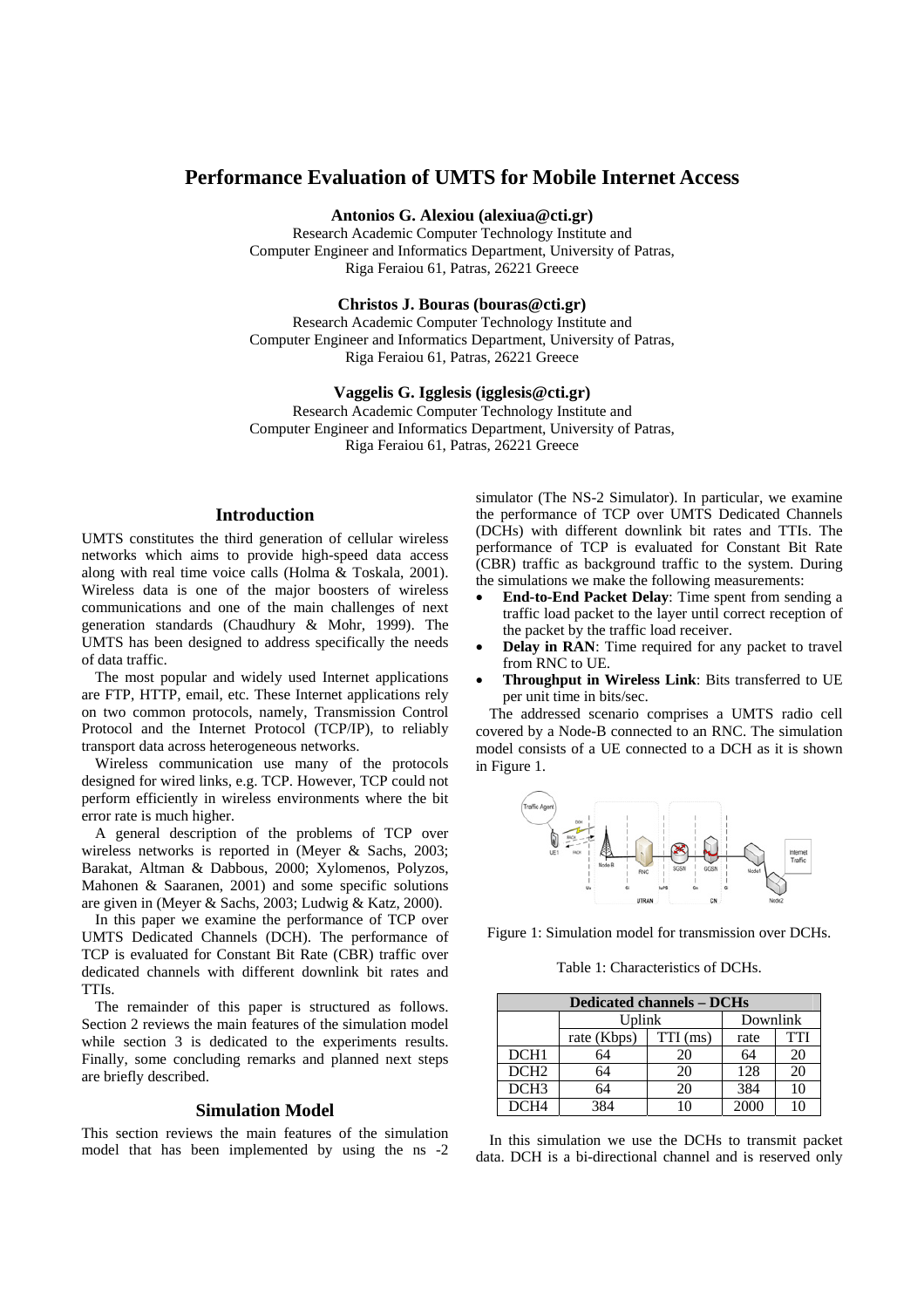# Performance Evaluation of UMTS for Mobile Internet Access

**Antonios G. Alexiou (alexiua@cti.gr)**
Research Academic Computer Technology Institute and
Computer Engineer and Informatics Department, University of Patras,
Riga Feraiou 61, Patras, 26221 Greece

**Christos J. Bouras (bouras@cti.gr)**
Research Academic Computer Technology Institute and
Computer Engineer and Informatics Department, University of Patras,
Riga Feraiou 61, Patras, 26221 Greece

**Vaggelis G. Igglesis (igglesis@cti.gr)**
Research Academic Computer Technology Institute and
Computer Engineer and Informatics Department, University of Patras,
Riga Feraiou 61, Patras, 26221 Greece

## Introduction

UMTS constitutes the third generation of cellular wireless networks which aims to provide high-speed data access along with real time voice calls (Holma & Toskala, 2001). Wireless data is one of the major boosters of wireless communications and one of the main challenges of next generation standards (Chaudhury & Mohr, 1999). The UMTS has been designed to address specifically the needs of data traffic.

The most popular and widely used Internet applications are FTP, HTTP, email, etc. These Internet applications rely on two common protocols, namely, Transmission Control Protocol and the Internet Protocol (TCP/IP), to reliably transport data across heterogeneous networks.

Wireless communication use many of the protocols designed for wired links, e.g. TCP. However, TCP could not perform efficiently in wireless environments where the bit error rate is much higher.

A general description of the problems of TCP over wireless networks is reported in (Meyer & Sachs, 2003; Barakat, Altman & Dabbous, 2000; Xylomenos, Polyzos, Mahonen & Saaranen, 2001) and some specific solutions are given in (Meyer & Sachs, 2003; Ludwig & Katz, 2000).

In this paper we examine the performance of TCP over UMTS Dedicated Channels (DCH). The performance of TCP is evaluated for Constant Bit Rate (CBR) traffic over dedicated channels with different downlink bit rates and TTIs.

The remainder of this paper is structured as follows. Section 2 reviews the main features of the simulation model while section 3 is dedicated to the experiments results. Finally, some concluding remarks and planned next steps are briefly described.

## Simulation Model

This section reviews the main features of the simulation model that has been implemented by using the ns -2 simulator (The NS-2 Simulator). In particular, we examine the performance of TCP over UMTS Dedicated Channels (DCHs) with different downlink bit rates and TTIs. The performance of TCP is evaluated for Constant Bit Rate (CBR) traffic as background traffic to the system. During the simulations we make the following measurements:

- **End-to-End Packet Delay**: Time spent from sending a traffic load packet to the layer until correct reception of the packet by the traffic load receiver.
- **Delay in RAN**: Time required for any packet to travel from RNC to UE.
- **Throughput in Wireless Link**: Bits transferred to UE per unit time in bits/sec.

The addressed scenario comprises a UMTS radio cell covered by a Node-B connected to an RNC. The simulation model consists of a UE connected to a DCH as it is shown in Figure 1.

Figure 1: Simulation model for transmission over DCHs.

Table 1: Characteristics of DCHs.

| Dedicated channels – DCHs | | | | |
|---|---|---|---|---|
| | Uplink | | Downlink | |
| | rate (Kbps) | TTI (ms) | rate | TTI |
| DCH1 | 64 | 20 | 64 | 20 |
| DCH2 | 64 | 20 | 128 | 20 |
| DCH3 | 64 | 20 | 384 | 10 |
| DCH4 | 384 | 10 | 2000 | 10 |

In this simulation we use the DCHs to transmit packet data. DCH is a bi-directional channel and is reserved only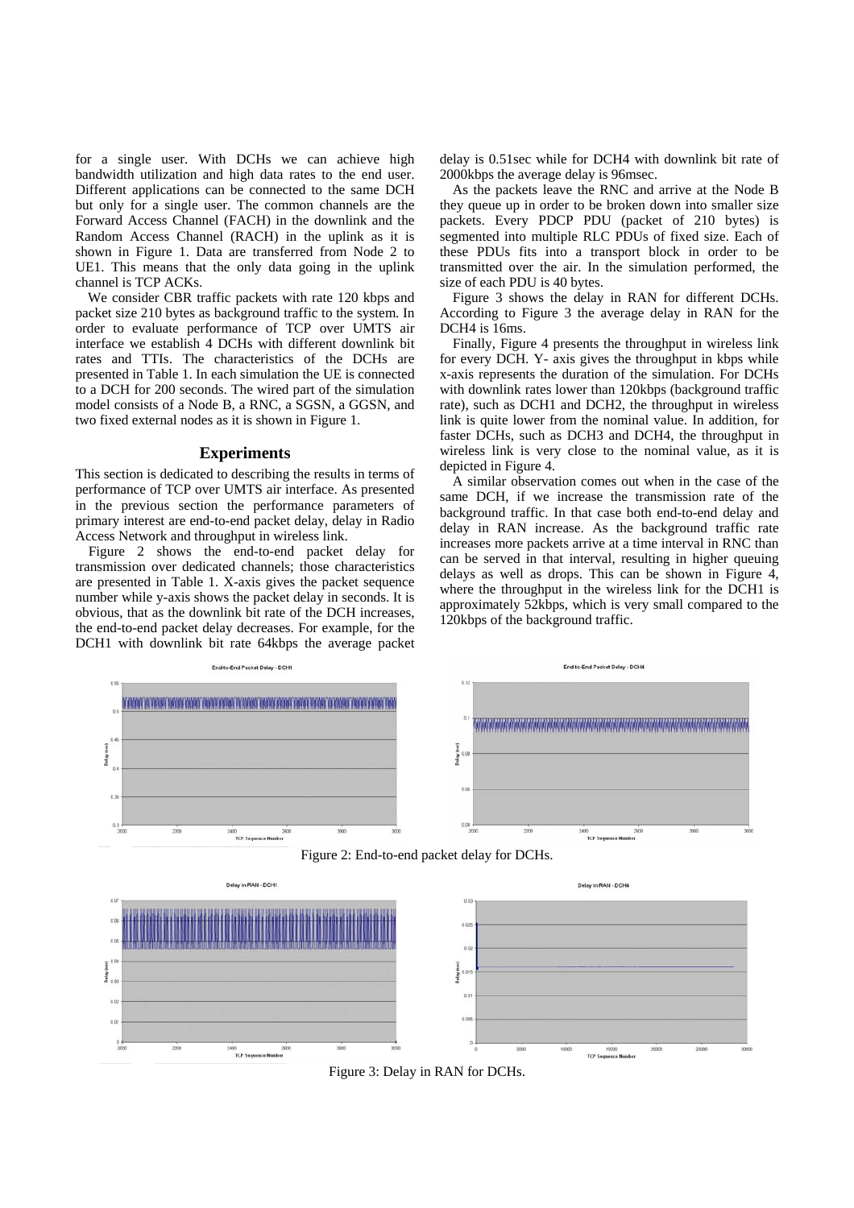for a single user. With DCHs we can achieve high bandwidth utilization and high data rates to the end user. Different applications can be connected to the same DCH but only for a single user. The common channels are the Forward Access Channel (FACH) in the downlink and the Random Access Channel (RACH) in the uplink as it is shown in Figure 1. Data are transferred from Node 2 to UE1. This means that the only data going in the uplink channel is TCP ACKs.

We consider CBR traffic packets with rate 120 kbps and packet size 210 bytes as background traffic to the system. In order to evaluate performance of TCP over UMTS air interface we establish 4 DCHs with different downlink bit rates and TTIs. The characteristics of the DCHs are presented in Table 1. In each simulation the UE is connected to a DCH for 200 seconds. The wired part of the simulation model consists of a Node B, a RNC, a SGSN, a GGSN, and two fixed external nodes as it is shown in Figure 1.

## Experiments

This section is dedicated to describing the results in terms of performance of TCP over UMTS air interface. As presented in the previous section the performance parameters of primary interest are end-to-end packet delay, delay in Radio Access Network and throughput in wireless link.

Figure 2 shows the end-to-end packet delay for transmission over dedicated channels; those characteristics are presented in Table 1. X-axis gives the packet sequence number while y-axis shows the packet delay in seconds. It is obvious, that as the downlink bit rate of the DCH increases, the end-to-end packet delay decreases. For example, for the DCH1 with downlink bit rate 64kbps the average packet delay is 0.51sec while for DCH4 with downlink bit rate of 2000kbps the average delay is 96msec.

As the packets leave the RNC and arrive at the Node B they queue up in order to be broken down into smaller size packets. Every PDCP PDU (packet of 210 bytes) is segmented into multiple RLC PDUs of fixed size. Each of these PDUs fits into a transport block in order to be transmitted over the air. In the simulation performed, the size of each PDU is 40 bytes.

Figure 3 shows the delay in RAN for different DCHs. According to Figure 3 the average delay in RAN for the DCH4 is 16ms.

Finally, Figure 4 presents the throughput in wireless link for every DCH. Y- axis gives the throughput in kbps while x-axis represents the duration of the simulation. For DCHs with downlink rates lower than 120kbps (background traffic rate), such as DCH1 and DCH2, the throughput in wireless link is quite lower from the nominal value. In addition, for faster DCHs, such as DCH3 and DCH4, the throughput in wireless link is very close to the nominal value, as it is depicted in Figure 4.

A similar observation comes out when in the case of the same DCH, if we increase the transmission rate of the background traffic. In that case both end-to-end delay and delay in RAN increase. As the background traffic rate increases more packets arrive at a time interval in RNC than can be served in that interval, resulting in higher queuing delays as well as drops. This can be shown in Figure 4, where the throughput in the wireless link for the DCH1 is approximately 52kbps, which is very small compared to the 120kbps of the background traffic.

Figure 2: End-to-end packet delay for DCHs.

Figure 3: Delay in RAN for DCHs.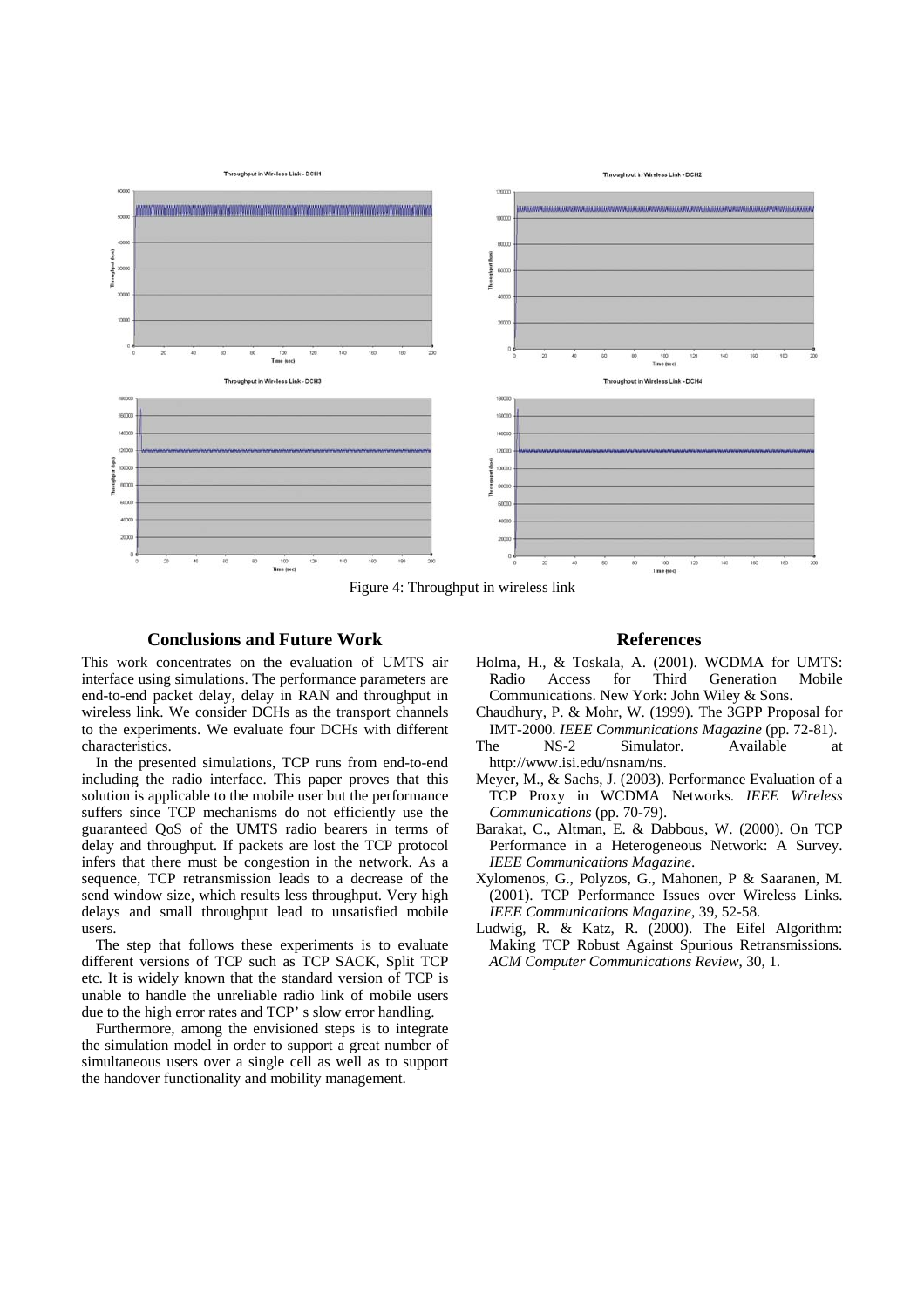Throughput in Wireless Link - DCH1

60000
50000
40000
30000
20000
10000
0

Throughput (bps)

0 20 40 60 80 100 120 140 160 180 200

Time (sec)

Throughput in Wireless Link - DCH2

120000
100000
80000
60000
40000
20000
0

Throughput (bps)

0 20 40 60 80 100 120 140 160 180 200

Time (sec)

Throughput in Wireless Link - DCH3

180000
160000
140000
120000
100000
80000
60000
40000
20000
0

Throughput (bps)

0 20 40 60 80 100 120 140 160 180 200

Time (sec)

Throughput in Wireless Link - DCH4

180000
160000
140000
120000
100000
80000
60000
40000
20000
0

Throughput (bps)

0 20 40 60 80 100 120 140 160 180 200

Time (sec)

Figure 4: Throughput in wireless link

## Conclusions and Future Work

This work concentrates on the evaluation of UMTS air interface using simulations. The performance parameters are end-to-end packet delay, delay in RAN and throughput in wireless link. We consider DCHs as the transport channels to the experiments. We evaluate four DCHs with different characteristics.

In the presented simulations, TCP runs from end-to-end including the radio interface. This paper proves that this solution is applicable to the mobile user but the performance suffers since TCP mechanisms do not efficiently use the guaranteed QoS of the UMTS radio bearers in terms of delay and throughput. If packets are lost the TCP protocol infers that there must be congestion in the network. As a sequence, TCP retransmission leads to a decrease of the send window size, which results less throughput. Very high delays and small throughput lead to unsatisfied mobile users.

The step that follows these experiments is to evaluate different versions of TCP such as TCP SACK, Split TCP etc. It is widely known that the standard version of TCP is unable to handle the unreliable radio link of mobile users due to the high error rates and TCP' s slow error handling.

Furthermore, among the envisioned steps is to integrate the simulation model in order to support a great number of simultaneous users over a single cell as well as to support the handover functionality and mobility management.

## References

Holma, H., & Toskala, A. (2001). WCDMA for UMTS: Radio Access for Third Generation Mobile Communications. New York: John Wiley & Sons.

Chaudhury, P. & Mohr, W. (1999). The 3GPP Proposal for IMT-2000. *IEEE Communications Magazine* (pp. 72-81).

The NS-2 Simulator. Available at http://www.isi.edu/nsnam/ns.

Meyer, M., & Sachs, J. (2003). Performance Evaluation of a TCP Proxy in WCDMA Networks. *IEEE Wireless Communications* (pp. 70-79).

Barakat, C., Altman, E. & Dabbous, W. (2000). On TCP Performance in a Heterogeneous Network: A Survey. *IEEE Communications Magazine*.

Xylomenos, G., Polyzos, G., Mahonen, P & Saaranen, M. (2001). TCP Performance Issues over Wireless Links. *IEEE Communications Magazine*, 39, 52-58.

Ludwig, R. & Katz, R. (2000). The Eifel Algorithm: Making TCP Robust Against Spurious Retransmissions. *ACM Computer Communications Review*, 30, 1.